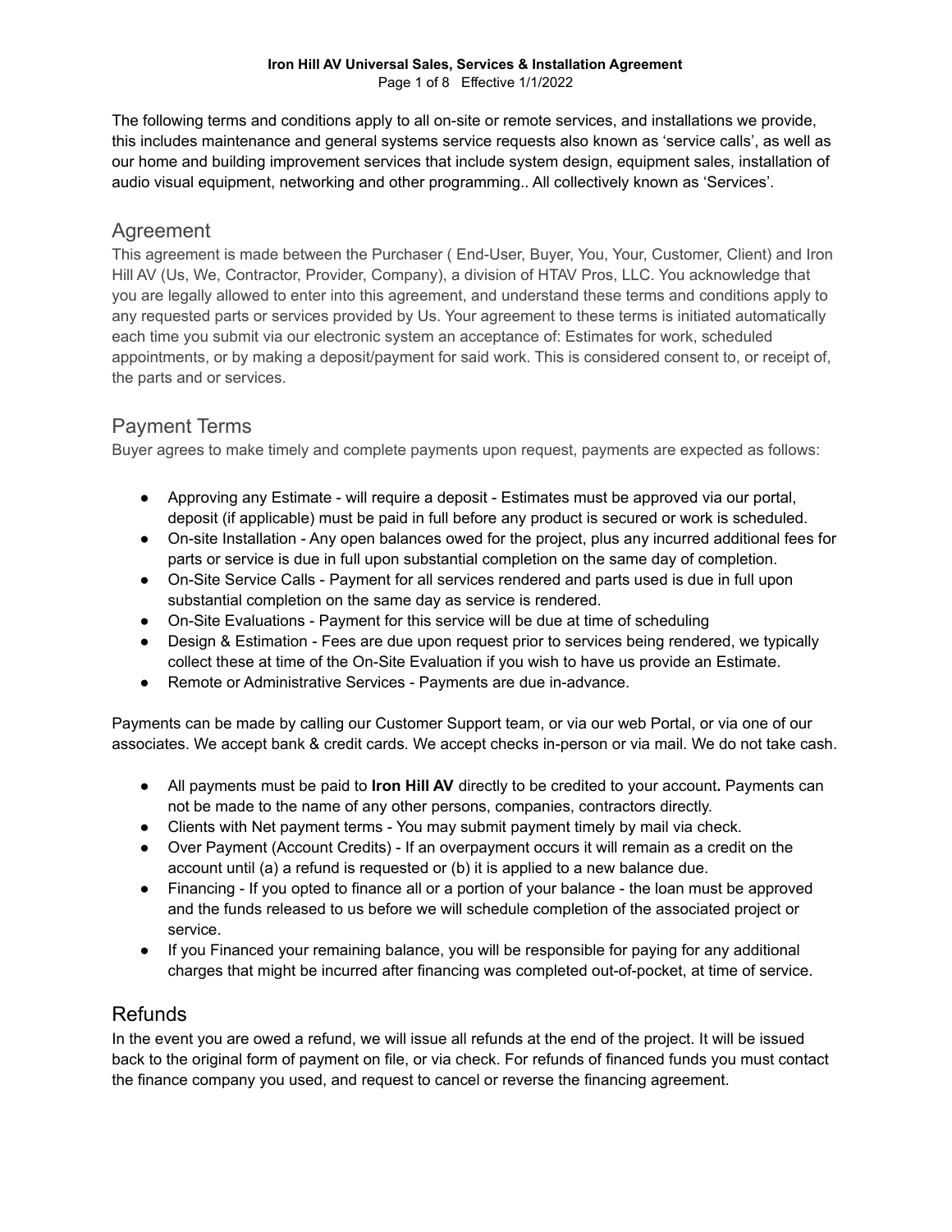The following terms and conditions apply to all on-site or remote services, and installations we provide, this includes maintenance and general systems service requests also known as 'service calls', as well as our home and building improvement services that include system design, equipment sales, installation of audio visual equipment, networking and other programming.. All collectively known as 'Services'.

## Agreement

This agreement is made between the Purchaser ( End-User, Buyer, You, Your, Customer, Client) and Iron Hill AV (Us, We, Contractor, Provider, Company), a division of HTAV Pros, LLC. You acknowledge that you are legally allowed to enter into this agreement, and understand these terms and conditions apply to any requested parts or services provided by Us. Your agreement to these terms is initiated automatically each time you submit via our electronic system an acceptance of: Estimates for work, scheduled appointments, or by making a deposit/payment for said work. This is considered consent to, or receipt of, the parts and or services.

## Payment Terms

Buyer agrees to make timely and complete payments upon request, payments are expected as follows:

- Approving any Estimate - will require a deposit - Estimates must be approved via our portal, deposit (if applicable) must be paid in full before any product is secured or work is scheduled.
- On-site Installation - Any open balances owed for the project, plus any incurred additional fees for parts or service is due in full upon substantial completion on the same day of completion.
- On-Site Service Calls - Payment for all services rendered and parts used is due in full upon substantial completion on the same day as service is rendered.
- On-Site Evaluations - Payment for this service will be due at time of scheduling
- Design & Estimation - Fees are due upon request prior to services being rendered, we typically collect these at time of the On-Site Evaluation if you wish to have us provide an Estimate.
- Remote or Administrative Services - Payments are due in-advance.

Payments can be made by calling our Customer Support team, or via our web Portal, or via one of our associates. We accept bank & credit cards. We accept checks in-person or via mail. We do not take cash.

- All payments must be paid to **Iron Hill AV** directly to be credited to your account**.** Payments can not be made to the name of any other persons, companies, contractors directly.
- Clients with Net payment terms - You may submit payment timely by mail via check.
- Over Payment (Account Credits) - If an overpayment occurs it will remain as a credit on the account until (a) a refund is requested or (b) it is applied to a new balance due.
- Financing - If you opted to finance all or a portion of your balance - the loan must be approved and the funds released to us before we will schedule completion of the associated project or service.
- If you Financed your remaining balance, you will be responsible for paying for any additional charges that might be incurred after financing was completed out-of-pocket, at time of service.

## Refunds

In the event you are owed a refund, we will issue all refunds at the end of the project. It will be issued back to the original form of payment on file, or via check. For refunds of financed funds you must contact the finance company you used, and request to cancel or reverse the financing agreement.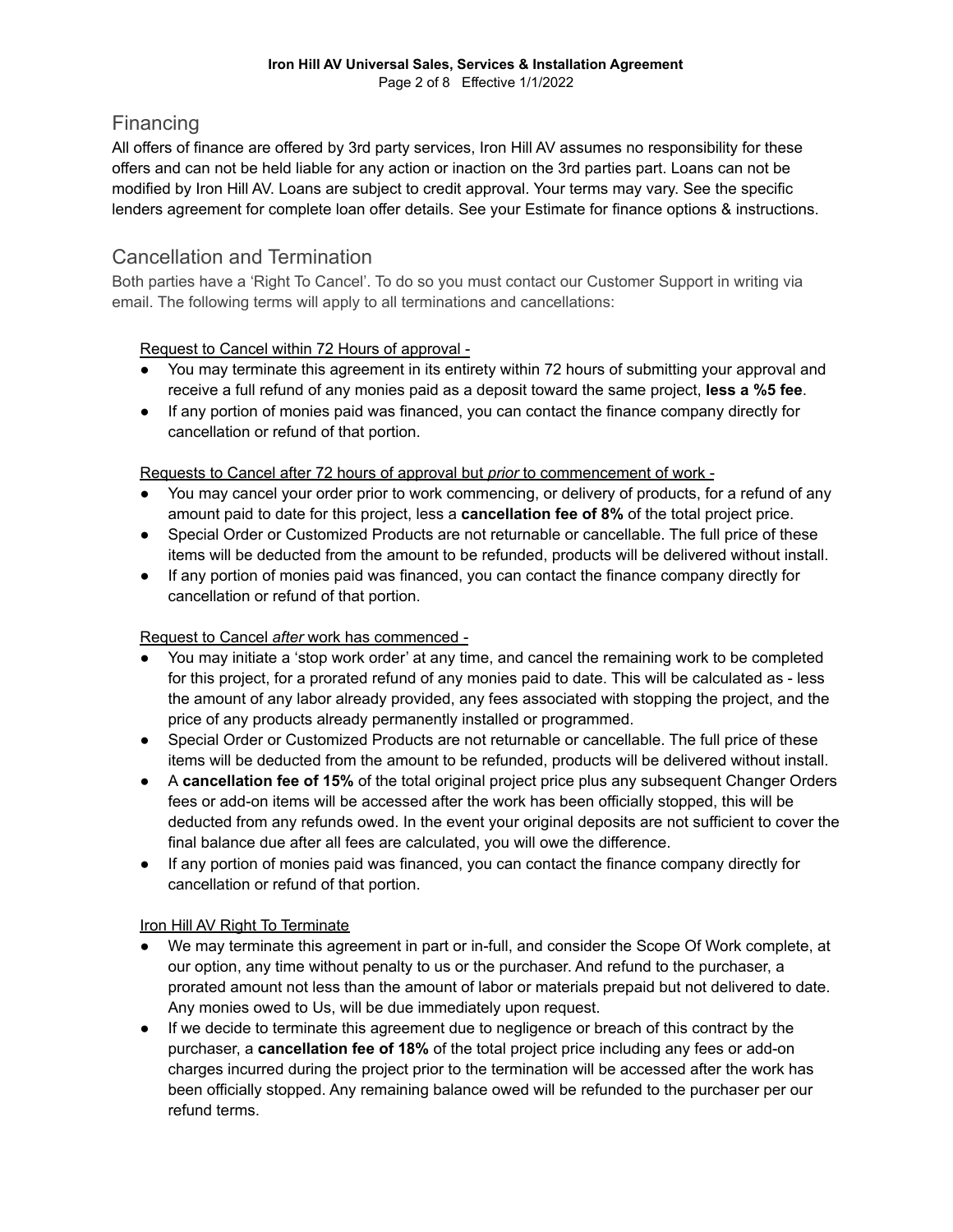## Financing

All offers of finance are offered by 3rd party services, Iron Hill AV assumes no responsibility for these offers and can not be held liable for any action or inaction on the 3rd parties part. Loans can not be modified by Iron Hill AV. Loans are subject to credit approval. Your terms may vary. See the specific lenders agreement for complete loan offer details. See your Estimate for finance options & instructions.

## Cancellation and Termination

Both parties have a 'Right To Cancel'. To do so you must contact our Customer Support in writing via email. The following terms will apply to all terminations and cancellations:

<u>Request to Cancel within 72 Hours of approval -</u>

- You may terminate this agreement in its entirety within 72 hours of submitting your approval and receive a full refund of any monies paid as a deposit toward the same project, **less a %5 fee**.
- If any portion of monies paid was financed, you can contact the finance company directly for cancellation or refund of that portion.

<u>Requests to Cancel after 72 hours of approval but *prior* to commencement of work -</u>

- You may cancel your order prior to work commencing, or delivery of products, for a refund of any amount paid to date for this project, less a **cancellation fee of 8%** of the total project price.
- Special Order or Customized Products are not returnable or cancellable. The full price of these items will be deducted from the amount to be refunded, products will be delivered without install.
- If any portion of monies paid was financed, you can contact the finance company directly for cancellation or refund of that portion.

<u>Request to Cancel *after* work has commenced -</u>

- You may initiate a 'stop work order' at any time, and cancel the remaining work to be completed for this project, for a prorated refund of any monies paid to date. This will be calculated as - less the amount of any labor already provided, any fees associated with stopping the project, and the price of any products already permanently installed or programmed.
- Special Order or Customized Products are not returnable or cancellable. The full price of these items will be deducted from the amount to be refunded, products will be delivered without install.
- A **cancellation fee of 15%** of the total original project price plus any subsequent Changer Orders fees or add-on items will be accessed after the work has been officially stopped, this will be deducted from any refunds owed. In the event your original deposits are not sufficient to cover the final balance due after all fees are calculated, you will owe the difference.
- If any portion of monies paid was financed, you can contact the finance company directly for cancellation or refund of that portion.

<u>Iron Hill AV Right To Terminate</u>

- We may terminate this agreement in part or in-full, and consider the Scope Of Work complete, at our option, any time without penalty to us or the purchaser. And refund to the purchaser, a prorated amount not less than the amount of labor or materials prepaid but not delivered to date. Any monies owed to Us, will be due immediately upon request.
- If we decide to terminate this agreement due to negligence or breach of this contract by the purchaser, a **cancellation fee of 18%** of the total project price including any fees or add-on charges incurred during the project prior to the termination will be accessed after the work has been officially stopped. Any remaining balance owed will be refunded to the purchaser per our refund terms.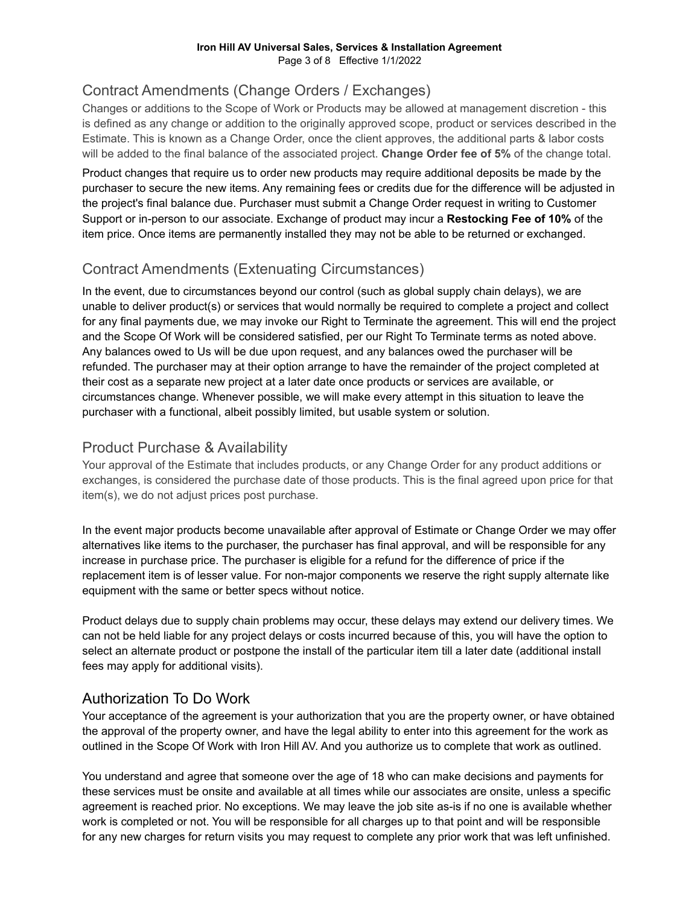## Contract Amendments (Change Orders / Exchanges)

Changes or additions to the Scope of Work or Products may be allowed at management discretion - this is defined as any change or addition to the originally approved scope, product or services described in the Estimate. This is known as a Change Order, once the client approves, the additional parts & labor costs will be added to the final balance of the associated project. **Change Order fee of 5%** of the change total.

Product changes that require us to order new products may require additional deposits be made by the purchaser to secure the new items. Any remaining fees or credits due for the difference will be adjusted in the project's final balance due. Purchaser must submit a Change Order request in writing to Customer Support or in-person to our associate. Exchange of product may incur a **Restocking Fee of 10%** of the item price. Once items are permanently installed they may not be able to be returned or exchanged.

## Contract Amendments (Extenuating Circumstances)

In the event, due to circumstances beyond our control (such as global supply chain delays), we are unable to deliver product(s) or services that would normally be required to complete a project and collect for any final payments due, we may invoke our Right to Terminate the agreement. This will end the project and the Scope Of Work will be considered satisfied, per our Right To Terminate terms as noted above. Any balances owed to Us will be due upon request, and any balances owed the purchaser will be refunded. The purchaser may at their option arrange to have the remainder of the project completed at their cost as a separate new project at a later date once products or services are available, or circumstances change. Whenever possible, we will make every attempt in this situation to leave the purchaser with a functional, albeit possibly limited, but usable system or solution.

## Product Purchase & Availability

Your approval of the Estimate that includes products, or any Change Order for any product additions or exchanges, is considered the purchase date of those products. This is the final agreed upon price for that item(s), we do not adjust prices post purchase.

In the event major products become unavailable after approval of Estimate or Change Order we may offer alternatives like items to the purchaser, the purchaser has final approval, and will be responsible for any increase in purchase price. The purchaser is eligible for a refund for the difference of price if the replacement item is of lesser value. For non-major components we reserve the right supply alternate like equipment with the same or better specs without notice.

Product delays due to supply chain problems may occur, these delays may extend our delivery times. We can not be held liable for any project delays or costs incurred because of this, you will have the option to select an alternate product or postpone the install of the particular item till a later date (additional install fees may apply for additional visits).

## Authorization To Do Work

Your acceptance of the agreement is your authorization that you are the property owner, or have obtained the approval of the property owner, and have the legal ability to enter into this agreement for the work as outlined in the Scope Of Work with Iron Hill AV. And you authorize us to complete that work as outlined.

You understand and agree that someone over the age of 18 who can make decisions and payments for these services must be onsite and available at all times while our associates are onsite, unless a specific agreement is reached prior. No exceptions. We may leave the job site as-is if no one is available whether work is completed or not. You will be responsible for all charges up to that point and will be responsible for any new charges for return visits you may request to complete any prior work that was left unfinished.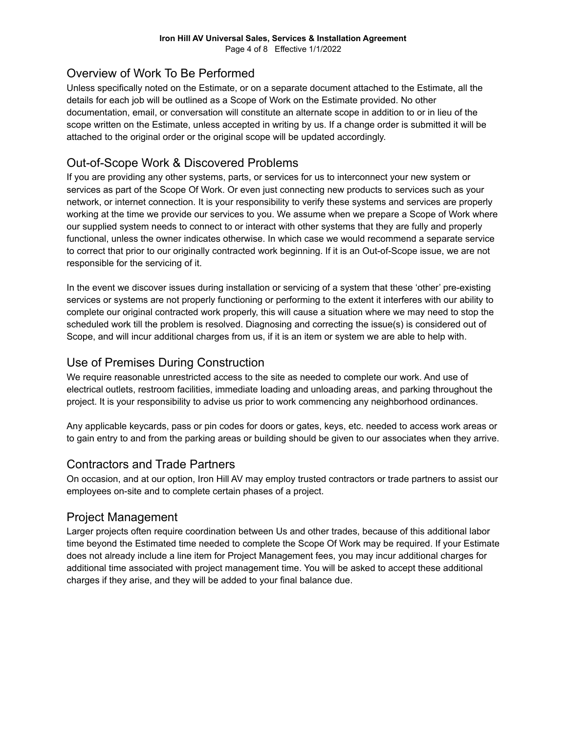## Overview of Work To Be Performed

Unless specifically noted on the Estimate, or on a separate document attached to the Estimate, all the details for each job will be outlined as a Scope of Work on the Estimate provided. No other documentation, email, or conversation will constitute an alternate scope in addition to or in lieu of the scope written on the Estimate, unless accepted in writing by us. If a change order is submitted it will be attached to the original order or the original scope will be updated accordingly.

## Out-of-Scope Work & Discovered Problems

If you are providing any other systems, parts, or services for us to interconnect your new system or services as part of the Scope Of Work. Or even just connecting new products to services such as your network, or internet connection. It is your responsibility to verify these systems and services are properly working at the time we provide our services to you. We assume when we prepare a Scope of Work where our supplied system needs to connect to or interact with other systems that they are fully and properly functional, unless the owner indicates otherwise. In which case we would recommend a separate service to correct that prior to our originally contracted work beginning. If it is an Out-of-Scope issue, we are not responsible for the servicing of it.

In the event we discover issues during installation or servicing of a system that these 'other' pre-existing services or systems are not properly functioning or performing to the extent it interferes with our ability to complete our original contracted work properly, this will cause a situation where we may need to stop the scheduled work till the problem is resolved. Diagnosing and correcting the issue(s) is considered out of Scope, and will incur additional charges from us, if it is an item or system we are able to help with.

## Use of Premises During Construction

We require reasonable unrestricted access to the site as needed to complete our work. And use of electrical outlets, restroom facilities, immediate loading and unloading areas, and parking throughout the project. It is your responsibility to advise us prior to work commencing any neighborhood ordinances.

Any applicable keycards, pass or pin codes for doors or gates, keys, etc. needed to access work areas or to gain entry to and from the parking areas or building should be given to our associates when they arrive.

## Contractors and Trade Partners

On occasion, and at our option, Iron Hill AV may employ trusted contractors or trade partners to assist our employees on-site and to complete certain phases of a project.

## Project Management

Larger projects often require coordination between Us and other trades, because of this additional labor time beyond the Estimated time needed to complete the Scope Of Work may be required. If your Estimate does not already include a line item for Project Management fees, you may incur additional charges for additional time associated with project management time. You will be asked to accept these additional charges if they arise, and they will be added to your final balance due.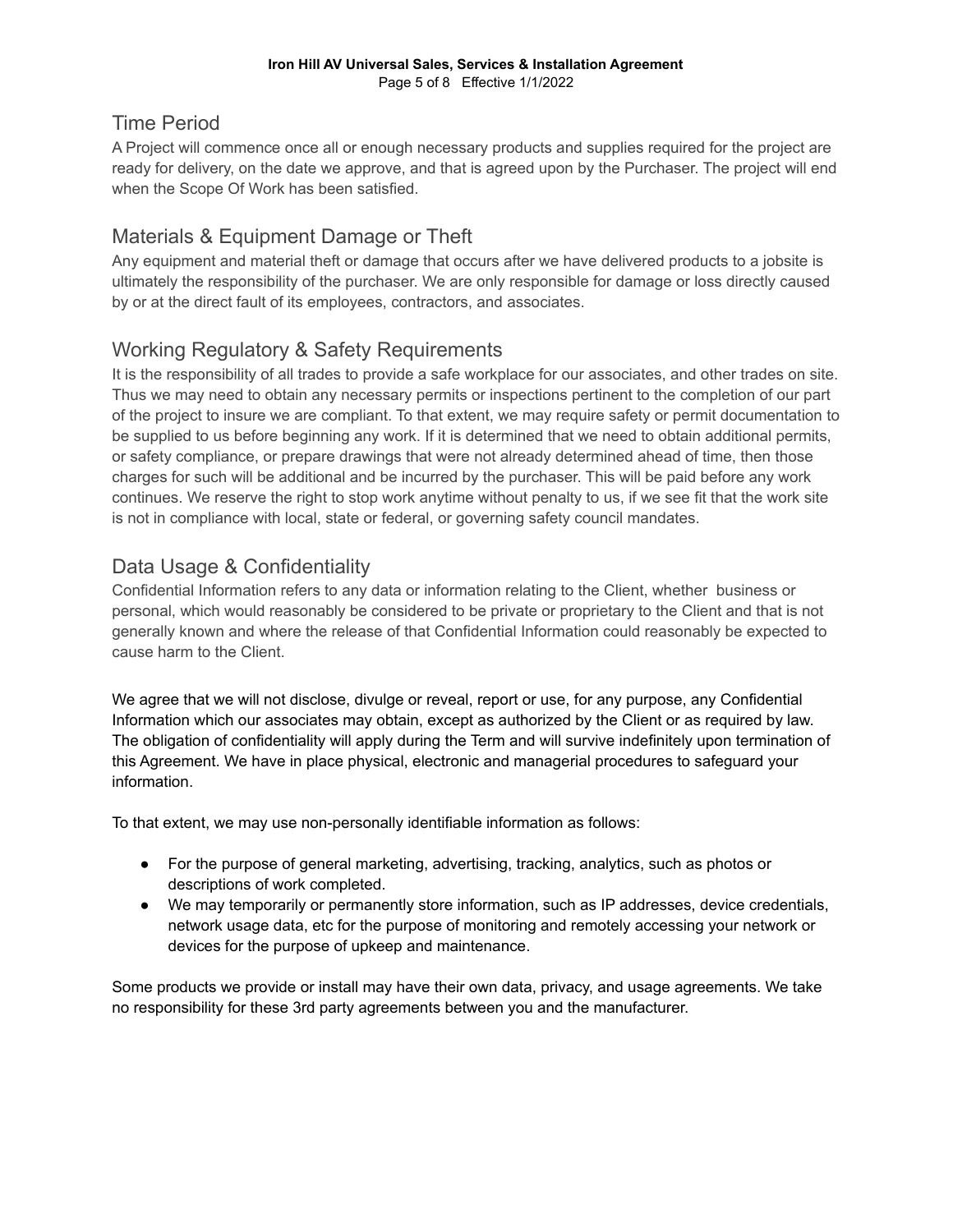## Time Period

A Project will commence once all or enough necessary products and supplies required for the project are ready for delivery, on the date we approve, and that is agreed upon by the Purchaser. The project will end when the Scope Of Work has been satisfied.

## Materials & Equipment Damage or Theft

Any equipment and material theft or damage that occurs after we have delivered products to a jobsite is ultimately the responsibility of the purchaser. We are only responsible for damage or loss directly caused by or at the direct fault of its employees, contractors, and associates.

## Working Regulatory & Safety Requirements

It is the responsibility of all trades to provide a safe workplace for our associates, and other trades on site. Thus we may need to obtain any necessary permits or inspections pertinent to the completion of our part of the project to insure we are compliant. To that extent, we may require safety or permit documentation to be supplied to us before beginning any work. If it is determined that we need to obtain additional permits, or safety compliance, or prepare drawings that were not already determined ahead of time, then those charges for such will be additional and be incurred by the purchaser. This will be paid before any work continues. We reserve the right to stop work anytime without penalty to us, if we see fit that the work site is not in compliance with local, state or federal, or governing safety council mandates.

## Data Usage & Confidentiality

Confidential Information refers to any data or information relating to the Client, whether business or personal, which would reasonably be considered to be private or proprietary to the Client and that is not generally known and where the release of that Confidential Information could reasonably be expected to cause harm to the Client.

We agree that we will not disclose, divulge or reveal, report or use, for any purpose, any Confidential Information which our associates may obtain, except as authorized by the Client or as required by law. The obligation of confidentiality will apply during the Term and will survive indefinitely upon termination of this Agreement. We have in place physical, electronic and managerial procedures to safeguard your information.

To that extent, we may use non-personally identifiable information as follows:

- For the purpose of general marketing, advertising, tracking, analytics, such as photos or descriptions of work completed.
- We may temporarily or permanently store information, such as IP addresses, device credentials, network usage data, etc for the purpose of monitoring and remotely accessing your network or devices for the purpose of upkeep and maintenance.

Some products we provide or install may have their own data, privacy, and usage agreements. We take no responsibility for these 3rd party agreements between you and the manufacturer.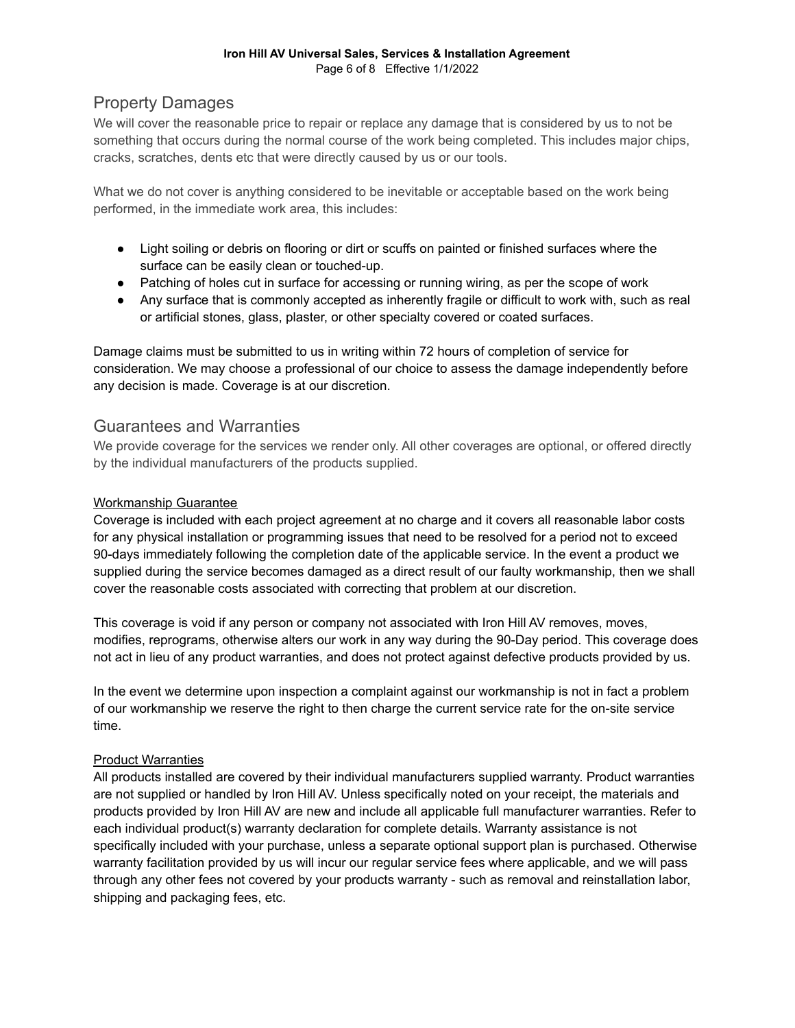## Property Damages

We will cover the reasonable price to repair or replace any damage that is considered by us to not be something that occurs during the normal course of the work being completed. This includes major chips, cracks, scratches, dents etc that were directly caused by us or our tools.

What we do not cover is anything considered to be inevitable or acceptable based on the work being performed, in the immediate work area, this includes:

- Light soiling or debris on flooring or dirt or scuffs on painted or finished surfaces where the surface can be easily clean or touched-up.
- Patching of holes cut in surface for accessing or running wiring, as per the scope of work
- Any surface that is commonly accepted as inherently fragile or difficult to work with, such as real or artificial stones, glass, plaster, or other specialty covered or coated surfaces.

Damage claims must be submitted to us in writing within 72 hours of completion of service for consideration. We may choose a professional of our choice to assess the damage independently before any decision is made. Coverage is at our discretion.

## Guarantees and Warranties

We provide coverage for the services we render only. All other coverages are optional, or offered directly by the individual manufacturers of the products supplied.

### Workmanship Guarantee

Coverage is included with each project agreement at no charge and it covers all reasonable labor costs for any physical installation or programming issues that need to be resolved for a period not to exceed 90-days immediately following the completion date of the applicable service. In the event a product we supplied during the service becomes damaged as a direct result of our faulty workmanship, then we shall cover the reasonable costs associated with correcting that problem at our discretion.

This coverage is void if any person or company not associated with Iron Hill AV removes, moves, modifies, reprograms, otherwise alters our work in any way during the 90-Day period. This coverage does not act in lieu of any product warranties, and does not protect against defective products provided by us.

In the event we determine upon inspection a complaint against our workmanship is not in fact a problem of our workmanship we reserve the right to then charge the current service rate for the on-site service time.

### Product Warranties

All products installed are covered by their individual manufacturers supplied warranty. Product warranties are not supplied or handled by Iron Hill AV. Unless specifically noted on your receipt, the materials and products provided by Iron Hill AV are new and include all applicable full manufacturer warranties. Refer to each individual product(s) warranty declaration for complete details. Warranty assistance is not specifically included with your purchase, unless a separate optional support plan is purchased. Otherwise warranty facilitation provided by us will incur our regular service fees where applicable, and we will pass through any other fees not covered by your products warranty - such as removal and reinstallation labor, shipping and packaging fees, etc.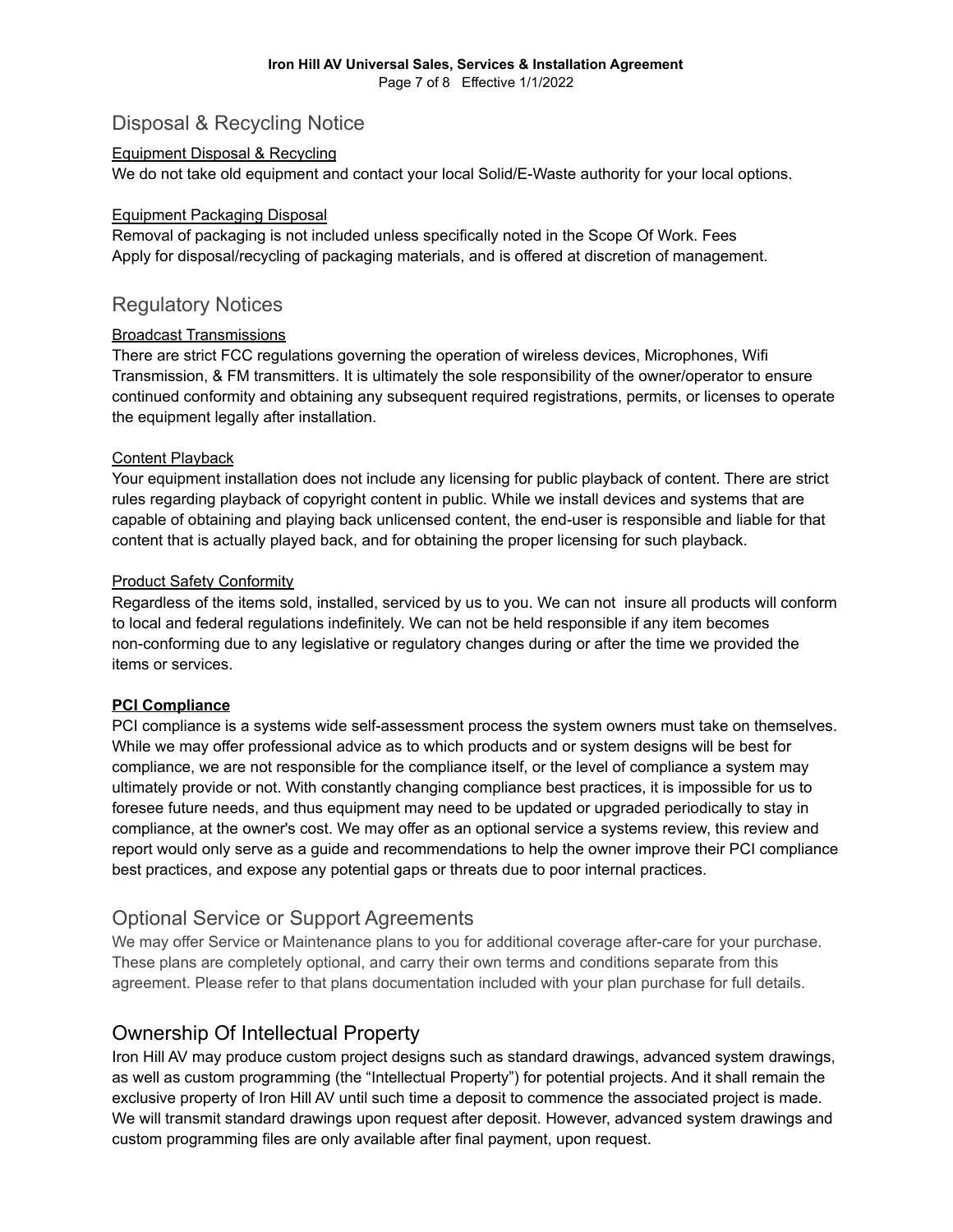## Disposal & Recycling Notice

Equipment Disposal & Recycling

We do not take old equipment and contact your local Solid/E-Waste authority for your local options.

Equipment Packaging Disposal

Removal of packaging is not included unless specifically noted in the Scope Of Work. Fees Apply for disposal/recycling of packaging materials, and is offered at discretion of management.

## Regulatory Notices

Broadcast Transmissions

There are strict FCC regulations governing the operation of wireless devices, Microphones, Wifi Transmission, & FM transmitters. It is ultimately the sole responsibility of the owner/operator to ensure continued conformity and obtaining any subsequent required registrations, permits, or licenses to operate the equipment legally after installation.

Content Playback

Your equipment installation does not include any licensing for public playback of content. There are strict rules regarding playback of copyright content in public. While we install devices and systems that are capable of obtaining and playing back unlicensed content, the end-user is responsible and liable for that content that is actually played back, and for obtaining the proper licensing for such playback.

Product Safety Conformity

Regardless of the items sold, installed, serviced by us to you. We can not insure all products will conform to local and federal regulations indefinitely. We can not be held responsible if any item becomes non-conforming due to any legislative or regulatory changes during or after the time we provided the items or services.

**PCI Compliance**

PCI compliance is a systems wide self-assessment process the system owners must take on themselves. While we may offer professional advice as to which products and or system designs will be best for compliance, we are not responsible for the compliance itself, or the level of compliance a system may ultimately provide or not. With constantly changing compliance best practices, it is impossible for us to foresee future needs, and thus equipment may need to be updated or upgraded periodically to stay in compliance, at the owner's cost. We may offer as an optional service a systems review, this review and report would only serve as a guide and recommendations to help the owner improve their PCI compliance best practices, and expose any potential gaps or threats due to poor internal practices.

## Optional Service or Support Agreements

We may offer Service or Maintenance plans to you for additional coverage after-care for your purchase. These plans are completely optional, and carry their own terms and conditions separate from this agreement. Please refer to that plans documentation included with your plan purchase for full details.

## Ownership Of Intellectual Property

Iron Hill AV may produce custom project designs such as standard drawings, advanced system drawings, as well as custom programming (the "Intellectual Property") for potential projects. And it shall remain the exclusive property of Iron Hill AV until such time a deposit to commence the associated project is made. We will transmit standard drawings upon request after deposit. However, advanced system drawings and custom programming files are only available after final payment, upon request.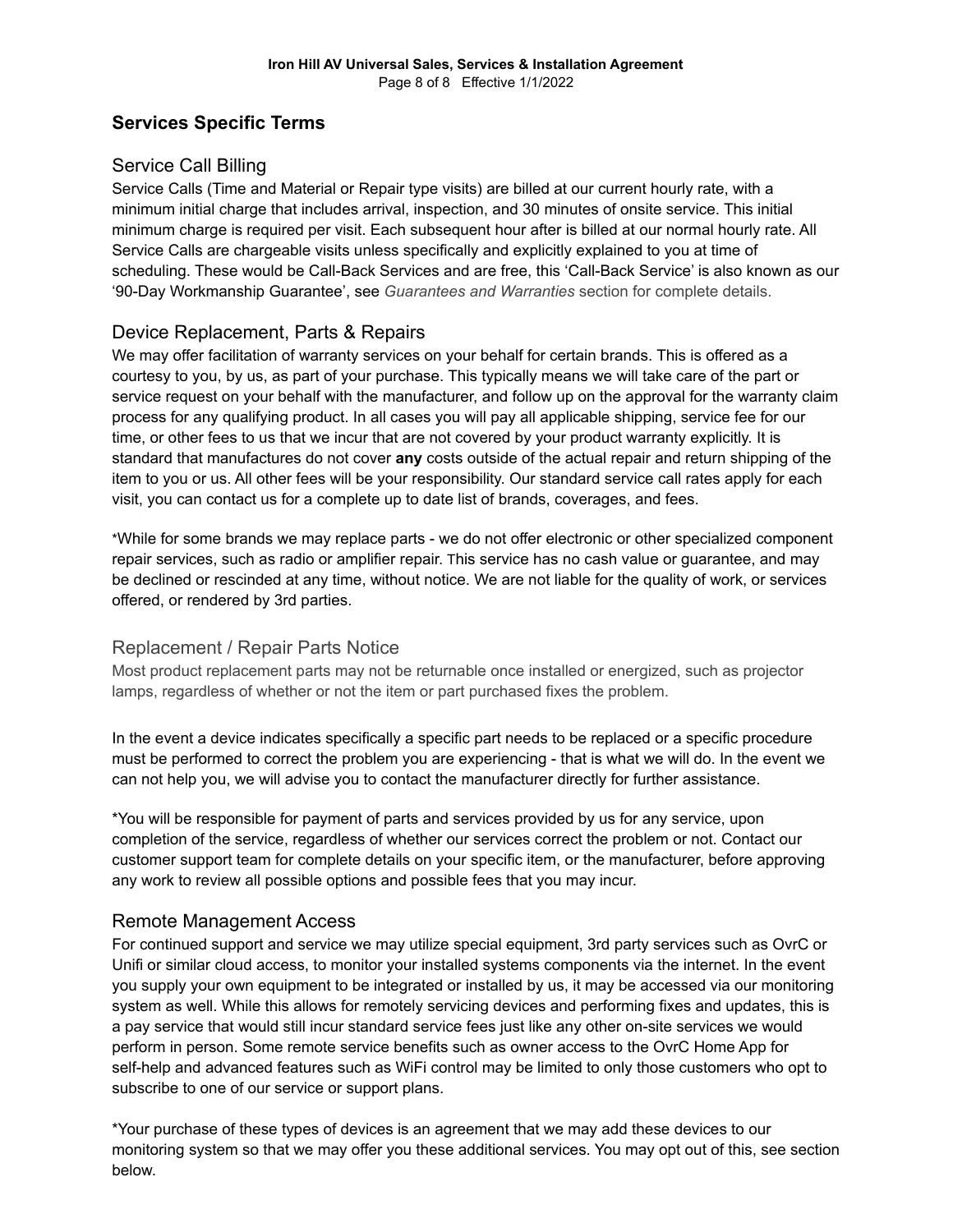## Services Specific Terms

### Service Call Billing

Service Calls (Time and Material or Repair type visits) are billed at our current hourly rate, with a minimum initial charge that includes arrival, inspection, and 30 minutes of onsite service. This initial minimum charge is required per visit. Each subsequent hour after is billed at our normal hourly rate. All Service Calls are chargeable visits unless specifically and explicitly explained to you at time of scheduling. These would be Call-Back Services and are free, this 'Call-Back Service' is also known as our '90-Day Workmanship Guarantee', see *Guarantees and Warranties* section for complete details.

### Device Replacement, Parts & Repairs

We may offer facilitation of warranty services on your behalf for certain brands. This is offered as a courtesy to you, by us, as part of your purchase. This typically means we will take care of the part or service request on your behalf with the manufacturer, and follow up on the approval for the warranty claim process for any qualifying product. In all cases you will pay all applicable shipping, service fee for our time, or other fees to us that we incur that are not covered by your product warranty explicitly. It is standard that manufactures do not cover **any** costs outside of the actual repair and return shipping of the item to you or us. All other fees will be your responsibility. Our standard service call rates apply for each visit, you can contact us for a complete up to date list of brands, coverages, and fees.

*While for some brands we may replace parts - we do not offer electronic or other specialized component repair services, such as radio or amplifier repair. This service has no cash value or guarantee, and may be declined or rescinded at any time, without notice. We are not liable for the quality of work, or services offered, or rendered by 3rd parties.

### Replacement / Repair Parts Notice

Most product replacement parts may not be returnable once installed or energized, such as projector lamps, regardless of whether or not the item or part purchased fixes the problem.

In the event a device indicates specifically a specific part needs to be replaced or a specific procedure must be performed to correct the problem you are experiencing - that is what we will do. In the event we can not help you, we will advise you to contact the manufacturer directly for further assistance.

*You will be responsible for payment of parts and services provided by us for any service, upon completion of the service, regardless of whether our services correct the problem or not. Contact our customer support team for complete details on your specific item, or the manufacturer, before approving any work to review all possible options and possible fees that you may incur.

### Remote Management Access

For continued support and service we may utilize special equipment, 3rd party services such as OvrC or Unifi or similar cloud access, to monitor your installed systems components via the internet. In the event you supply your own equipment to be integrated or installed by us, it may be accessed via our monitoring system as well. While this allows for remotely servicing devices and performing fixes and updates, this is a pay service that would still incur standard service fees just like any other on-site services we would perform in person. Some remote service benefits such as owner access to the OvrC Home App for self-help and advanced features such as WiFi control may be limited to only those customers who opt to subscribe to one of our service or support plans.

*Your purchase of these types of devices is an agreement that we may add these devices to our monitoring system so that we may offer you these additional services. You may opt out of this, see section below.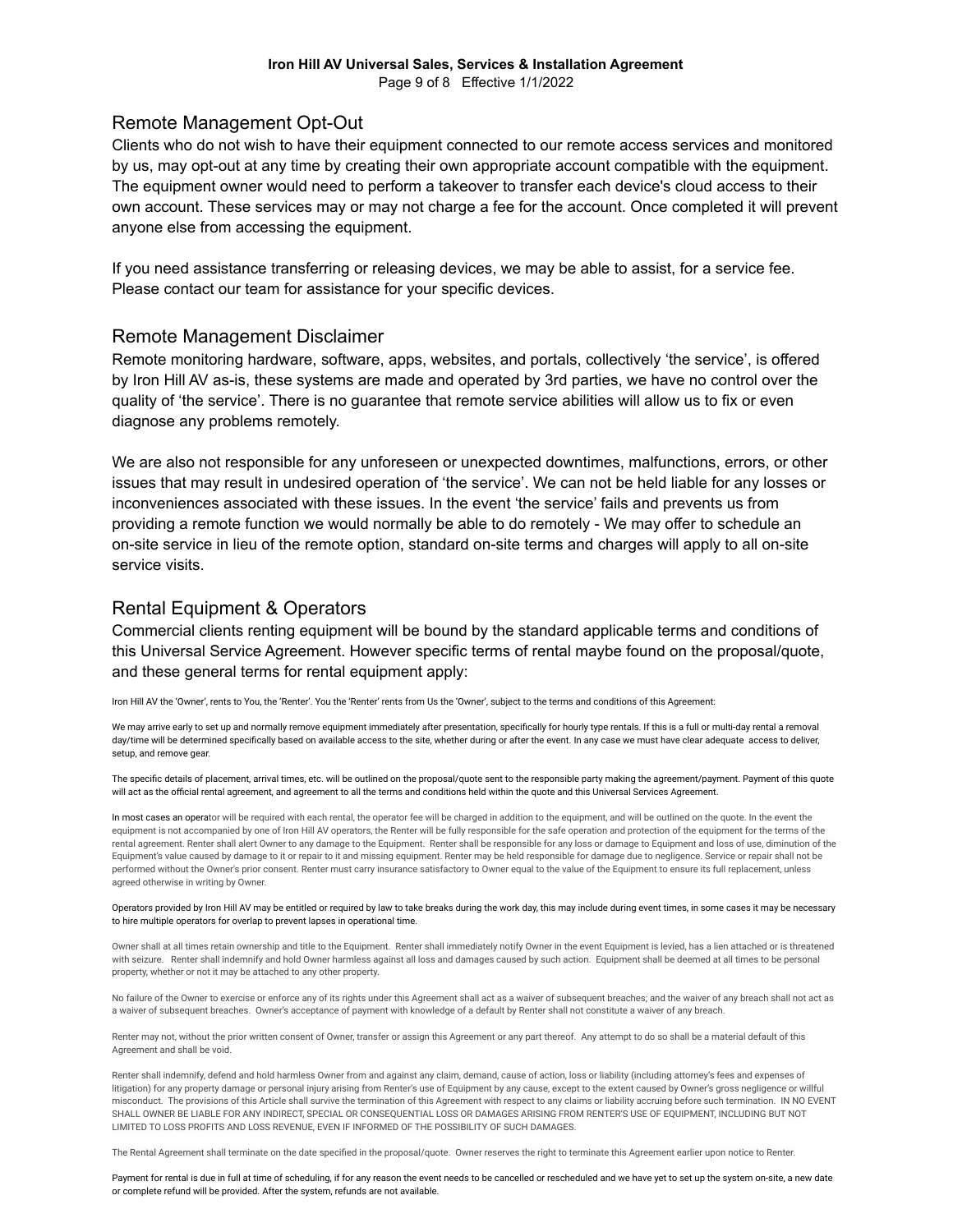## Remote Management Opt-Out

Clients who do not wish to have their equipment connected to our remote access services and monitored by us, may opt-out at any time by creating their own appropriate account compatible with the equipment. The equipment owner would need to perform a takeover to transfer each device's cloud access to their own account. These services may or may not charge a fee for the account. Once completed it will prevent anyone else from accessing the equipment.

If you need assistance transferring or releasing devices, we may be able to assist, for a service fee. Please contact our team for assistance for your specific devices.

## Remote Management Disclaimer

Remote monitoring hardware, software, apps, websites, and portals, collectively 'the service', is offered by Iron Hill AV as-is, these systems are made and operated by 3rd parties, we have no control over the quality of 'the service'. There is no guarantee that remote service abilities will allow us to fix or even diagnose any problems remotely.

We are also not responsible for any unforeseen or unexpected downtimes, malfunctions, errors, or other issues that may result in undesired operation of 'the service'. We can not be held liable for any losses or inconveniences associated with these issues. In the event 'the service' fails and prevents us from providing a remote function we would normally be able to do remotely - We may offer to schedule an on-site service in lieu of the remote option, standard on-site terms and charges will apply to all on-site service visits.

## Rental Equipment & Operators

Commercial clients renting equipment will be bound by the standard applicable terms and conditions of this Universal Service Agreement. However specific terms of rental maybe found on the proposal/quote, and these general terms for rental equipment apply:

Iron Hill AV the 'Owner', rents to You, the 'Renter'. You the 'Renter' rents from Us the 'Owner', subject to the terms and conditions of this Agreement:

We may arrive early to set up and normally remove equipment immediately after presentation, specifically for hourly type rentals. If this is a full or multi-day rental a removal day/time will be determined specifically based on available access to the site, whether during or after the event. In any case we must have clear adequate access to deliver, setup, and remove gear.

The specific details of placement, arrival times, etc. will be outlined on the proposal/quote sent to the responsible party making the agreement/payment. Payment of this quote will act as the official rental agreement, and agreement to all the terms and conditions held within the quote and this Universal Services Agreement.

In most cases an operator will be required with each rental, the operator fee will be charged in addition to the equipment, and will be outlined on the quote. In the event the equipment is not accompanied by one of Iron Hill AV operators, the Renter will be fully responsible for the safe operation and protection of the equipment for the terms of the rental agreement. Renter shall alert Owner to any damage to the Equipment. Renter shall be responsible for any loss or damage to Equipment and loss of use, diminution of the Equipment's value caused by damage to it or repair to it and missing equipment. Renter may be held responsible for damage due to negligence. Service or repair shall not be performed without the Owner's prior consent. Renter must carry insurance satisfactory to Owner equal to the value of the Equipment to ensure its full replacement, unless agreed otherwise in writing by Owner.

Operators provided by Iron Hill AV may be entitled or required by law to take breaks during the work day, this may include during event times, in some cases it may be necessary to hire multiple operators for overlap to prevent lapses in operational time.

Owner shall at all times retain ownership and title to the Equipment. Renter shall immediately notify Owner in the event Equipment is levied, has a lien attached or is threatened with seizure. Renter shall indemnify and hold Owner harmless against all loss and damages caused by such action. Equipment shall be deemed at all times to be personal property, whether or not it may be attached to any other property.

No failure of the Owner to exercise or enforce any of its rights under this Agreement shall act as a waiver of subsequent breaches; and the waiver of any breach shall not act as a waiver of subsequent breaches. Owner's acceptance of payment with knowledge of a default by Renter shall not constitute a waiver of any breach.

Renter may not, without the prior written consent of Owner, transfer or assign this Agreement or any part thereof. Any attempt to do so shall be a material default of this Agreement and shall be void.

Renter shall indemnify, defend and hold harmless Owner from and against any claim, demand, cause of action, loss or liability (including attorney's fees and expenses of litigation) for any property damage or personal injury arising from Renter's use of Equipment by any cause, except to the extent caused by Owner's gross negligence or willful misconduct. The provisions of this Article shall survive the termination of this Agreement with respect to any claims or liability accruing before such termination. IN NO EVENT SHALL OWNER BE LIABLE FOR ANY INDIRECT, SPECIAL OR CONSEQUENTIAL LOSS OR DAMAGES ARISING FROM RENTER'S USE OF EQUIPMENT, INCLUDING BUT NOT LIMITED TO LOSS PROFITS AND LOSS REVENUE, EVEN IF INFORMED OF THE POSSIBILITY OF SUCH DAMAGES.

The Rental Agreement shall terminate on the date specified in the proposal/quote. Owner reserves the right to terminate this Agreement earlier upon notice to Renter.

Payment for rental is due in full at time of scheduling, if for any reason the event needs to be cancelled or rescheduled and we have yet to set up the system on-site, a new date or complete refund will be provided. After the system, refunds are not available.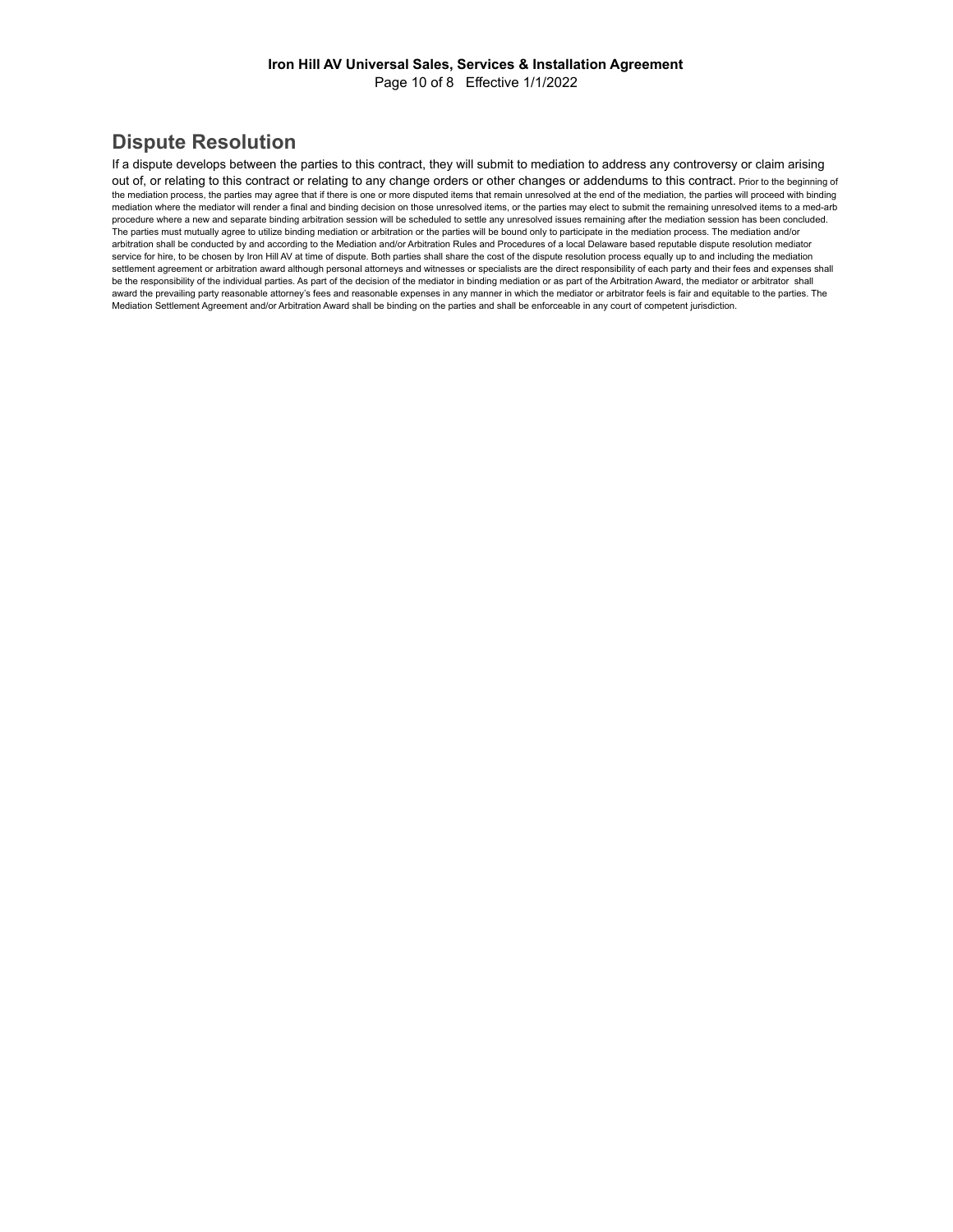## Dispute Resolution

If a dispute develops between the parties to this contract, they will submit to mediation to address any controversy or claim arising out of, or relating to this contract or relating to any change orders or other changes or addendums to this contract. Prior to the beginning of the mediation process, the parties may agree that if there is one or more disputed items that remain unresolved at the end of the mediation, the parties will proceed with binding mediation where the mediator will render a final and binding decision on those unresolved items, or the parties may elect to submit the remaining unresolved items to a med-arb procedure where a new and separate binding arbitration session will be scheduled to settle any unresolved issues remaining after the mediation session has been concluded. The parties must mutually agree to utilize binding mediation or arbitration or the parties will be bound only to participate in the mediation process. The mediation and/or arbitration shall be conducted by and according to the Mediation and/or Arbitration Rules and Procedures of a local Delaware based reputable dispute resolution mediator service for hire, to be chosen by Iron Hill AV at time of dispute. Both parties shall share the cost of the dispute resolution process equally up to and including the mediation settlement agreement or arbitration award although personal attorneys and witnesses or specialists are the direct responsibility of each party and their fees and expenses shall be the responsibility of the individual parties. As part of the decision of the mediator in binding mediation or as part of the Arbitration Award, the mediator or arbitrator shall award the prevailing party reasonable attorney's fees and reasonable expenses in any manner in which the mediator or arbitrator feels is fair and equitable to the parties. The Mediation Settlement Agreement and/or Arbitration Award shall be binding on the parties and shall be enforceable in any court of competent jurisdiction.